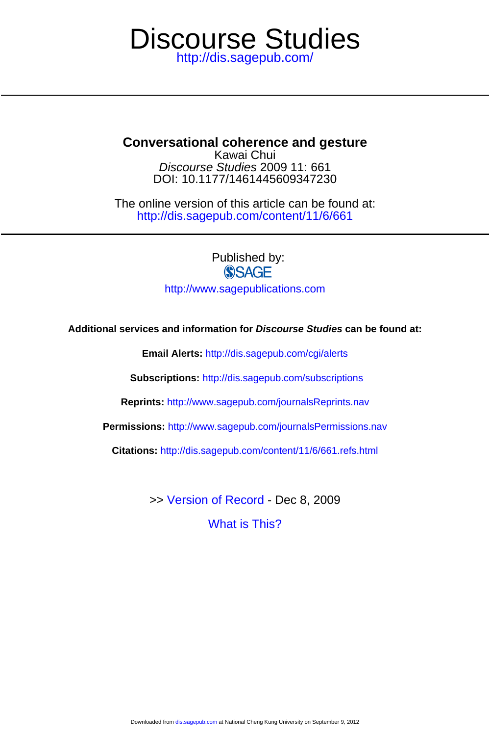# Discourse Studies

http://dis.sagepub.com/

## Conversational coherence and gesture

Kawai Chui

*Discourse Studies* 2009 11: 661

DOI: 10.1177/1461445609347230

The online version of this article can be found at:

http://dis.sagepub.com/content/11/6/661

Published by:

SAGE

http://www.sagepublications.com

**Additional services and information for *Discourse Studies* can be found at:**

**Email Alerts:** http://dis.sagepub.com/cgi/alerts

**Subscriptions:** http://dis.sagepub.com/subscriptions

**Reprints:** http://www.sagepub.com/journalsReprints.nav

**Permissions:** http://www.sagepub.com/journalsPermissions.nav

**Citations:** http://dis.sagepub.com/content/11/6/661.refs.html

>> Version of Record - Dec 8, 2009

What is This?

Downloaded from dis.sagepub.com at National Cheng Kung University on September 9, 2012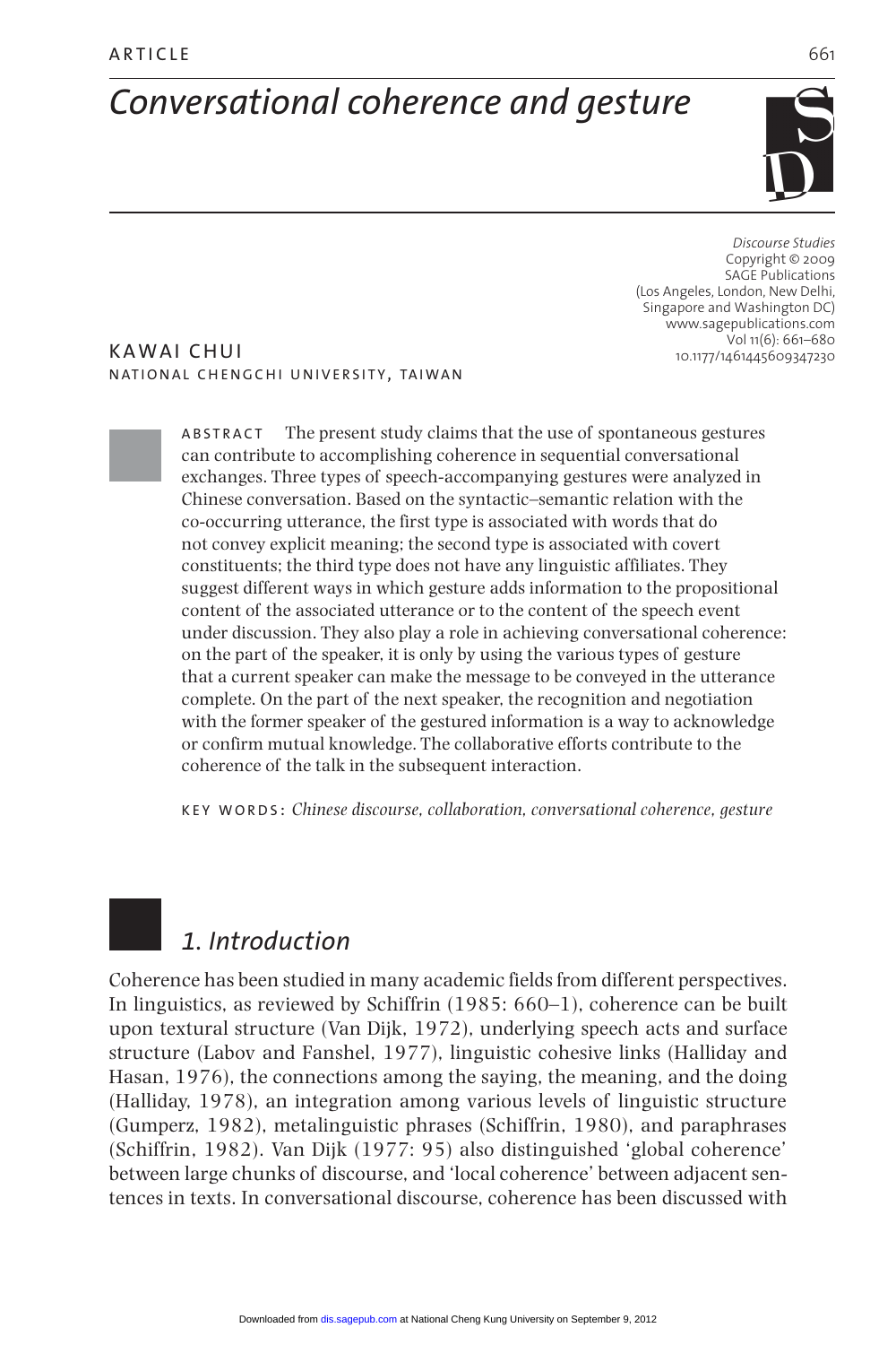ARTICLE

# *Conversational coherence and gesture*

*Discourse Studies*
Copyright © 2009
SAGE Publications
(Los Angeles, London, New Delhi, Singapore and Washington DC)
www.sagepublications.com
Vol 11(6): 661–680
10.1177/1461445609347230

KAWAI CHUI
NATIONAL CHENGCHI UNIVERSITY, TAIWAN

ABSTRACT The present study claims that the use of spontaneous gestures can contribute to accomplishing coherence in sequential conversational exchanges. Three types of speech-accompanying gestures were analyzed in Chinese conversation. Based on the syntactic–semantic relation with the co-occurring utterance, the first type is associated with words that do not convey explicit meaning; the second type is associated with covert constituents; the third type does not have any linguistic affiliates. They suggest different ways in which gesture adds information to the propositional content of the associated utterance or to the content of the speech event under discussion. They also play a role in achieving conversational coherence: on the part of the speaker, it is only by using the various types of gesture that a current speaker can make the message to be conveyed in the utterance complete. On the part of the next speaker, the recognition and negotiation with the former speaker of the gestured information is a way to acknowledge or confirm mutual knowledge. The collaborative efforts contribute to the coherence of the talk in the subsequent interaction.

KEY WORDS: *Chinese discourse, collaboration, conversational coherence, gesture*

## *1. Introduction*

Coherence has been studied in many academic fields from different perspectives. In linguistics, as reviewed by Schiffrin (1985: 660–1), coherence can be built upon textural structure (Van Dijk, 1972), underlying speech acts and surface structure (Labov and Fanshel, 1977), linguistic cohesive links (Halliday and Hasan, 1976), the connections among the saying, the meaning, and the doing (Halliday, 1978), an integration among various levels of linguistic structure (Gumperz, 1982), metalinguistic phrases (Schiffrin, 1980), and paraphrases (Schiffrin, 1982). Van Dijk (1977: 95) also distinguished 'global coherence' between large chunks of discourse, and 'local coherence' between adjacent sentences in texts. In conversational discourse, coherence has been discussed with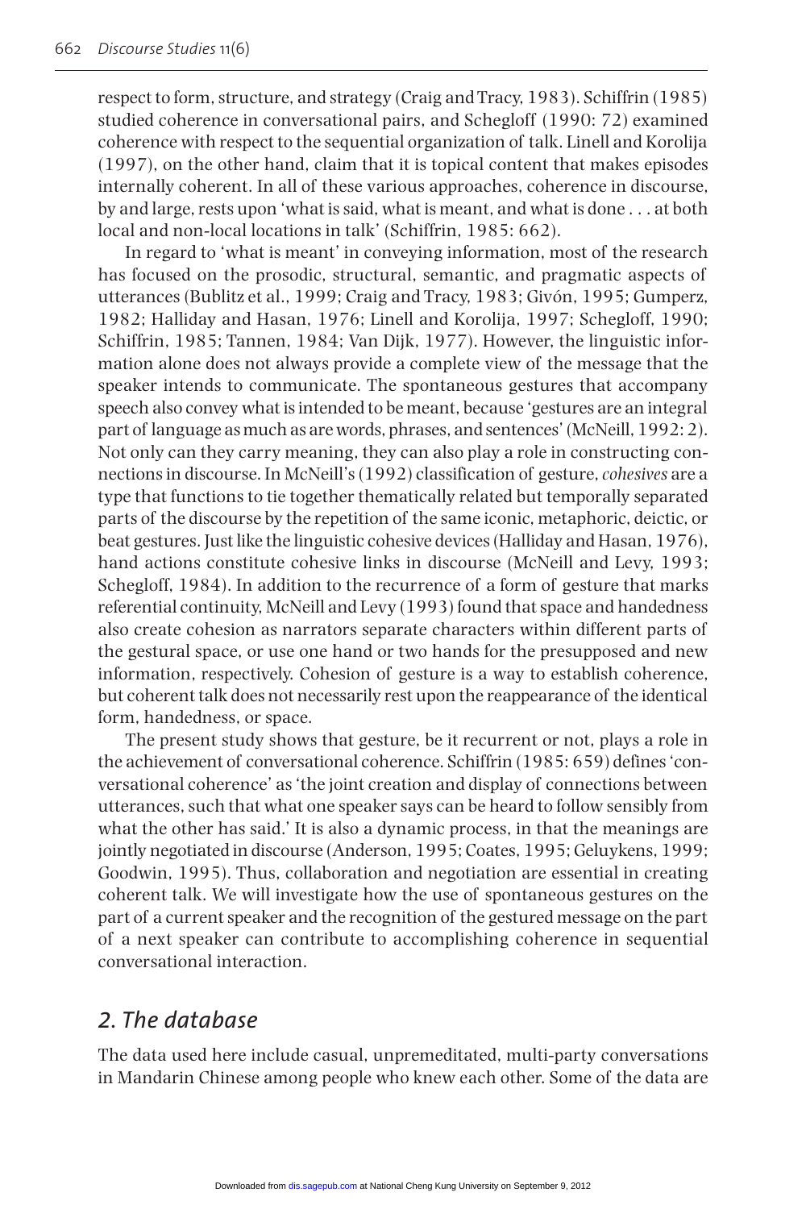respect to form, structure, and strategy (Craig and Tracy, 1983). Schiffrin (1985) studied coherence in conversational pairs, and Schegloff (1990: 72) examined coherence with respect to the sequential organization of talk. Linell and Korolija (1997), on the other hand, claim that it is topical content that makes episodes internally coherent. In all of these various approaches, coherence in discourse, by and large, rests upon 'what is said, what is meant, and what is done . . . at both local and non-local locations in talk' (Schiffrin, 1985: 662).

In regard to 'what is meant' in conveying information, most of the research has focused on the prosodic, structural, semantic, and pragmatic aspects of utterances (Bublitz et al., 1999; Craig and Tracy, 1983; Givón, 1995; Gumperz, 1982; Halliday and Hasan, 1976; Linell and Korolija, 1997; Schegloff, 1990; Schiffrin, 1985; Tannen, 1984; Van Dijk, 1977). However, the linguistic information alone does not always provide a complete view of the message that the speaker intends to communicate. The spontaneous gestures that accompany speech also convey what is intended to be meant, because 'gestures are an integral part of language as much as are words, phrases, and sentences' (McNeill, 1992: 2). Not only can they carry meaning, they can also play a role in constructing connections in discourse. In McNeill's (1992) classification of gesture, *cohesives* are a type that functions to tie together thematically related but temporally separated parts of the discourse by the repetition of the same iconic, metaphoric, deictic, or beat gestures. Just like the linguistic cohesive devices (Halliday and Hasan, 1976), hand actions constitute cohesive links in discourse (McNeill and Levy, 1993; Schegloff, 1984). In addition to the recurrence of a form of gesture that marks referential continuity, McNeill and Levy (1993) found that space and handedness also create cohesion as narrators separate characters within different parts of the gestural space, or use one hand or two hands for the presupposed and new information, respectively. Cohesion of gesture is a way to establish coherence, but coherent talk does not necessarily rest upon the reappearance of the identical form, handedness, or space.

The present study shows that gesture, be it recurrent or not, plays a role in the achievement of conversational coherence. Schiffrin (1985: 659) defines 'conversational coherence' as 'the joint creation and display of connections between utterances, such that what one speaker says can be heard to follow sensibly from what the other has said.' It is also a dynamic process, in that the meanings are jointly negotiated in discourse (Anderson, 1995; Coates, 1995; Geluykens, 1999; Goodwin, 1995). Thus, collaboration and negotiation are essential in creating coherent talk. We will investigate how the use of spontaneous gestures on the part of a current speaker and the recognition of the gestured message on the part of a next speaker can contribute to accomplishing coherence in sequential conversational interaction.

## *2. The database*

The data used here include casual, unpremeditated, multi-party conversations in Mandarin Chinese among people who knew each other. Some of the data are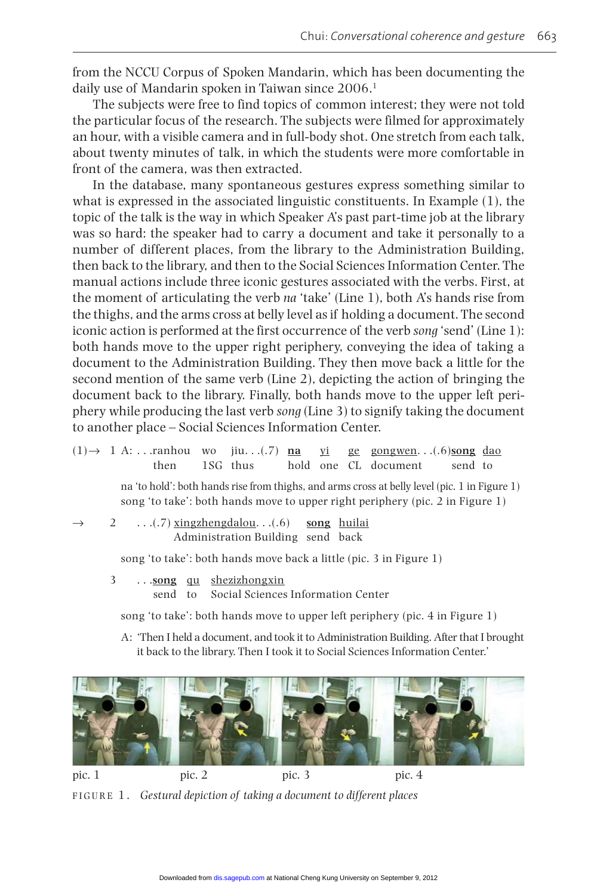from the NCCU Corpus of Spoken Mandarin, which has been documenting the daily use of Mandarin spoken in Taiwan since 2006.[1]

The subjects were free to find topics of common interest; they were not told the particular focus of the research. The subjects were filmed for approximately an hour, with a visible camera and in full-body shot. One stretch from each talk, about twenty minutes of talk, in which the students were more comfortable in front of the camera, was then extracted.

In the database, many spontaneous gestures express something similar to what is expressed in the associated linguistic constituents. In Example (1), the topic of the talk is the way in which Speaker A's past part-time job at the library was so hard: the speaker had to carry a document and take it personally to a number of different places, from the library to the Administration Building, then back to the library, and then to the Social Sciences Information Center. The manual actions include three iconic gestures associated with the verbs. First, at the moment of articulating the verb *na* 'take' (Line 1), both A's hands rise from the thighs, and the arms cross at belly level as if holding a document. The second iconic action is performed at the first occurrence of the verb *song* 'send' (Line 1): both hands move to the upper right periphery, conveying the idea of taking a document to the Administration Building. They then move back a little for the second mention of the same verb (Line 2), depicting the action of bringing the document back to the library. Finally, both hands move to the upper left periphery while producing the last verb *song* (Line 3) to signify taking the document to another place – Social Sciences Information Center.

(1)→ 1 A: . . .ranhou wo jiu. . .(.7) **na** yi ge gongwen. . .(.6)**song** dao
then 1SG thus hold one CL document send to

na 'to hold': both hands rise from thighs, and arms cross at belly level (pic. 1 in Figure 1)
song 'to take': both hands move to upper right periphery (pic. 2 in Figure 1)

→ 2 . . .(.7) xingzhengdalou. . .(.6) **song** huilai
Administration Building send back

song 'to take': both hands move back a little (pic. 3 in Figure 1)

3 . . .**song** qu shezizhongxin
send to Social Sciences Information Center

song 'to take': both hands move to upper left periphery (pic. 4 in Figure 1)

A: 'Then I held a document, and took it to Administration Building. After that I brought it back to the library. Then I took it to Social Sciences Information Center.'

pic. 1 pic. 2 pic. 3 pic. 4

FIGURE 1. *Gestural depiction of taking a document to different places*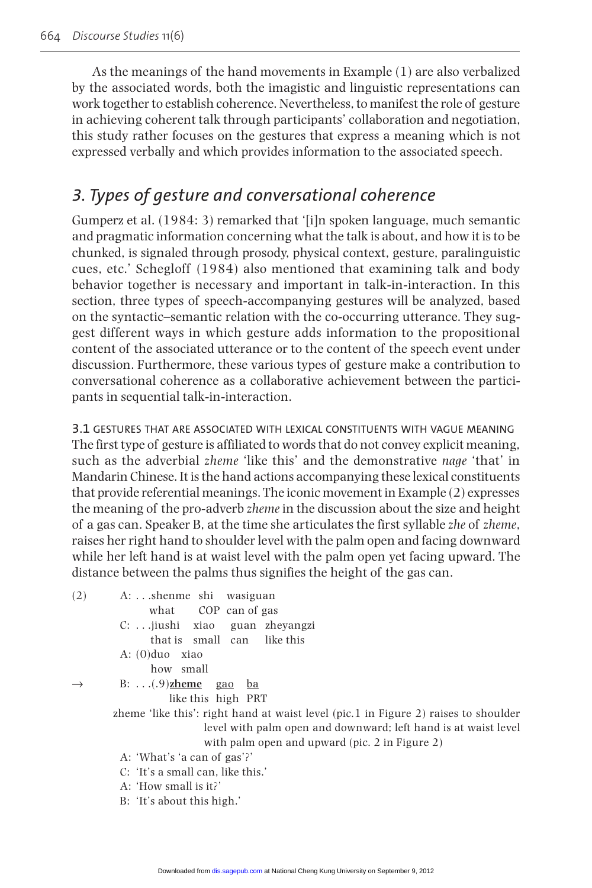As the meanings of the hand movements in Example (1) are also verbalized by the associated words, both the imagistic and linguistic representations can work together to establish coherence. Nevertheless, to manifest the role of gesture in achieving coherent talk through participants' collaboration and negotiation, this study rather focuses on the gestures that express a meaning which is not expressed verbally and which provides information to the associated speech.

## 3. *Types of gesture and conversational coherence*

Gumperz et al. (1984: 3) remarked that '[i]n spoken language, much semantic and pragmatic information concerning what the talk is about, and how it is to be chunked, is signaled through prosody, physical context, gesture, paralinguistic cues, etc.' Schegloff (1984) also mentioned that examining talk and body behavior together is necessary and important in talk-in-interaction. In this section, three types of speech-accompanying gestures will be analyzed, based on the syntactic–semantic relation with the co-occurring utterance. They suggest different ways in which gesture adds information to the propositional content of the associated utterance or to the content of the speech event under discussion. Furthermore, these various types of gesture make a contribution to conversational coherence as a collaborative achievement between the participants in sequential talk-in-interaction.

### 3.1 GESTURES THAT ARE ASSOCIATED WITH LEXICAL CONSTITUENTS WITH VAGUE MEANING

The first type of gesture is affiliated to words that do not convey explicit meaning, such as the adverbial *zheme* 'like this' and the demonstrative *nage* 'that' in Mandarin Chinese. It is the hand actions accompanying these lexical constituents that provide referential meanings. The iconic movement in Example (2) expresses the meaning of the pro-adverb *zheme* in the discussion about the size and height of a gas can. Speaker B, at the time she articulates the first syllable *zhe* of *zheme*, raises her right hand to shoulder level with the palm open and facing downward while her left hand is at waist level with the palm open yet facing upward. The distance between the palms thus signifies the height of the gas can.

```
(2)      A: . . .shenme  shi   wasiguan
              what     COP  can of gas
         C: . . .jiushi   xiao   guan  zheyangzi
              that is   small  can    like this
         A: (0)duo   xiao
              how   small
→        B: . . .(.9)zheme   gao   ba
                   like this  high  PRT
       zheme 'like this': right hand at waist level (pic.1 in Figure 2) raises to shoulder
                          level with palm open and downward; left hand is at waist level
                          with palm open and upward (pic. 2 in Figure 2)
         A: 'What's 'a can of gas'?'
         C: 'It's a small can, like this.'
         A: 'How small is it?'
         B: 'It's about this high.'
```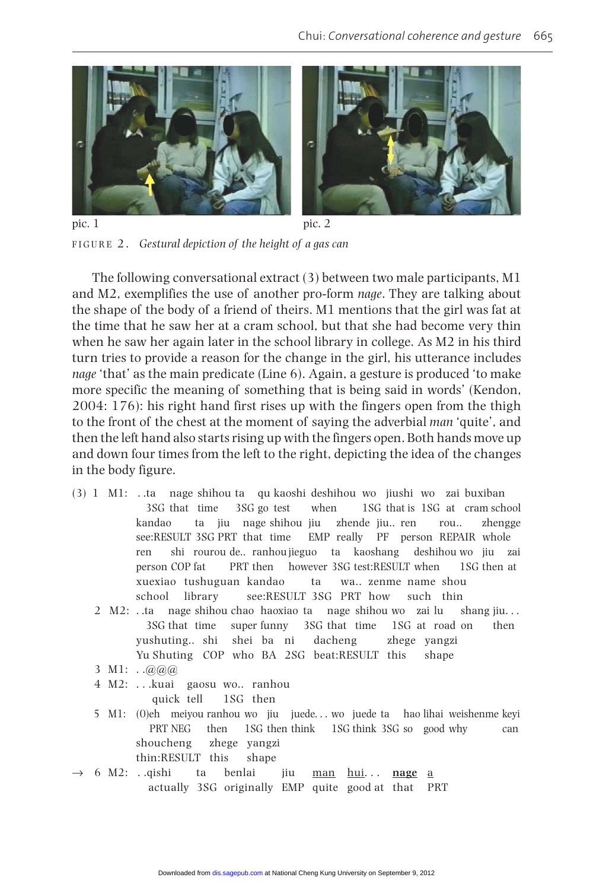pic. 1

pic. 2

FIGURE 2. *Gestural depiction of the height of a gas can*

The following conversational extract (3) between two male participants, M1 and M2, exemplifies the use of another pro-form *nage*. They are talking about the shape of the body of a friend of theirs. M1 mentions that the girl was fat at the time that he saw her at a cram school, but that she had become very thin when he saw her again later in the school library in college. As M2 in his third turn tries to provide a reason for the change in the girl, his utterance includes *nage* 'that' as the main predicate (Line 6). Again, a gesture is produced 'to make more specific the meaning of something that is being said in words' (Kendon, 2004: 176): his right hand first rises up with the fingers open from the thigh to the front of the chest at the moment of saying the adverbial *man* 'quite', and then the left hand also starts rising up with the fingers open. Both hands move up and down four times from the left to the right, depicting the idea of the changes in the body figure.

```
(3) 1  M1:  ..ta    nage shihou ta    qu kaoshi deshihou  wo   jiushi  wo   zai buxiban
              3SG  that  time      3SG go  test       when      1SG that is 1SG  at  cram school
            kandao       ta    jiu    nage shihou jiu     zhende  jiu.. ren       rou..     zhengge
            see:RESULT 3SG PRT that  time       EMP  really    PF    person  REPAIR  whole
            ren      shi  rourou de..  ranhou jieguo     ta    kaoshang     deshihou wo   jiu    zai
            person COP fat          PRT then     however 3SG test:RESULT  when       1SG then at
            xuexiao  tushuguan  kandao         ta      wa..  zenme  name  shou
            school     library        see:RESULT  3SG   PRT  how      such   thin
    2  M2: ..ta    nage shihou chao  haoxiao ta     nage shihou wo    zai lu      shang jiu. . .
              3SG that   time     super funny     3SG that   time      1SG  at  road  on       then
            yushuting..  shi    shei  ba   ni       dacheng          zhege  yangzi
            Yu Shuting   COP  who  BA  2SG   beat:RESULT  this      shape
    3  M1: ..@@@
    4  M2: . . .kuai   gaosu  wo..  ranhou
                quick  tell      1SG  then
    5  M1: (0)eh   meiyou ranhou wo    jiu    juede. . . wo   juede ta     hao lihai  weishenme keyi
                PRT NEG       then     1SG then think     1SG think  3SG  so    good  why              can
            shoucheng       zhege   yangzi
            thin:RESULT   this      shape
→  6  M2: ..qishi        ta      benlai        jiu     man     hui. . .    nage   a
              actually  3SG  originally  EMP  quite  good at  that    PRT
```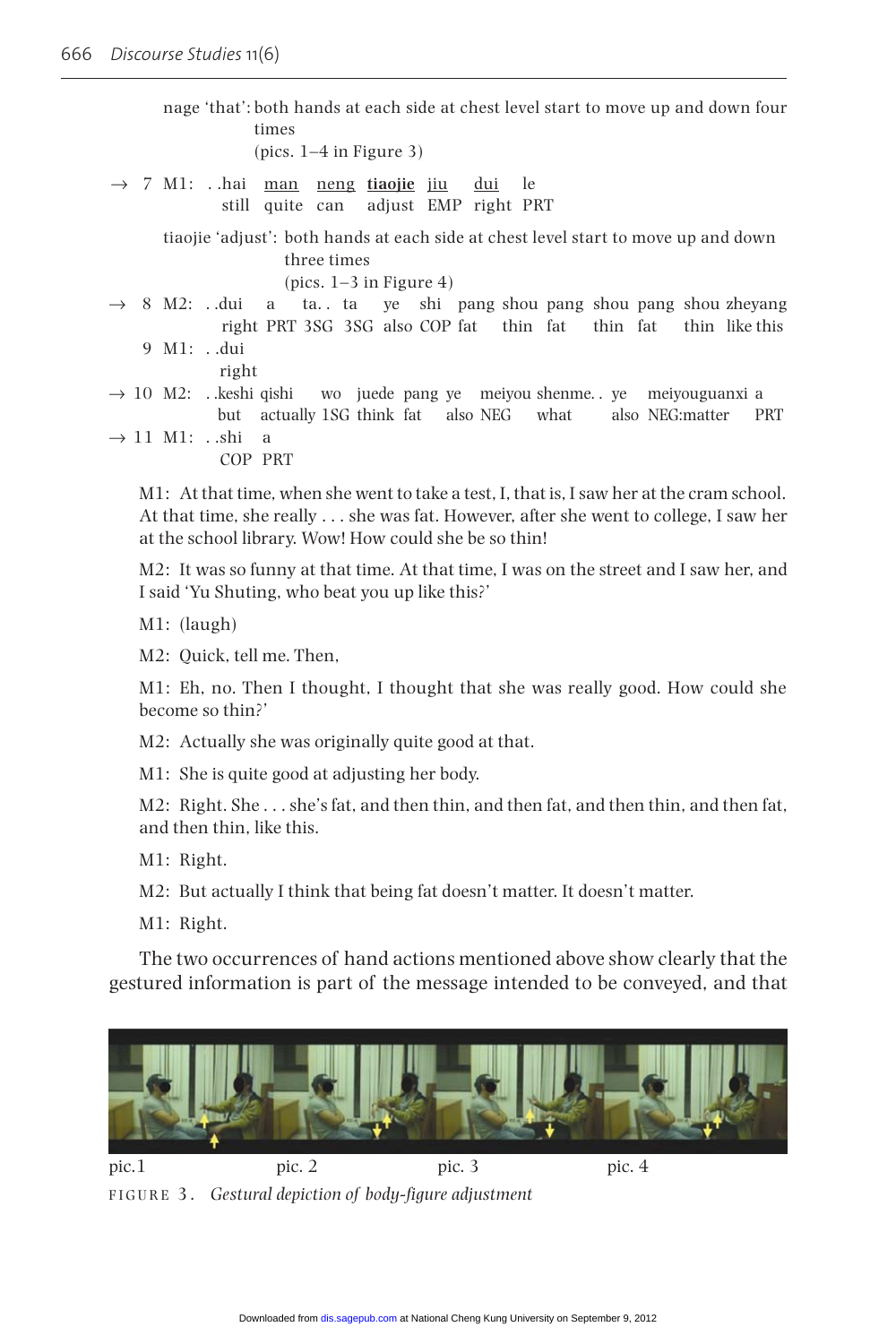nage 'that': both hands at each side at chest level start to move up and down four times
(pics. 1–4 in Figure 3)

```
→  7  M1:  ..hai   man    neng  tiaojie  jiu   dui    le
             still  quite  can   adjust   EMP   right  PRT
```

tiaojie 'adjust': both hands at each side at chest level start to move up and down three times
(pics. 1–3 in Figure 4)

```
→  8  M2:  ..dui   a    ta..  ta   ye    shi  pang shou pang shou pang shou zheyang
             right PRT 3SG  3SG  also COP fat   thin  fat  thin  fat   thin  like this
   9  M1:  ..dui
             right
→ 10  M2:  ..keshi qishi    wo   juede pang ye   meiyou shenme.. ye   meiyouguanxi a
             but   actually 1SG  think fat  also NEG    what     also NEG:matter   PRT
→ 11  M1:  ..shi  a
             COP  PRT
```

M1: At that time, when she went to take a test, I, that is, I saw her at the cram school. At that time, she really . . . she was fat. However, after she went to college, I saw her at the school library. Wow! How could she be so thin!

M2: It was so funny at that time. At that time, I was on the street and I saw her, and I said 'Yu Shuting, who beat you up like this?'

M1: (laugh)

M2: Quick, tell me. Then,

M1: Eh, no. Then I thought, I thought that she was really good. How could she become so thin?'

M2: Actually she was originally quite good at that.

M1: She is quite good at adjusting her body.

M2: Right. She . . . she's fat, and then thin, and then fat, and then thin, and then fat, and then thin, like this.

M1: Right.

M2: But actually I think that being fat doesn't matter. It doesn't matter.

M1: Right.

The two occurrences of hand actions mentioned above show clearly that the gestured information is part of the message intended to be conveyed, and that

pic. 1 pic. 2 pic. 3 pic. 4

FIGURE 3. *Gestural depiction of body-figure adjustment*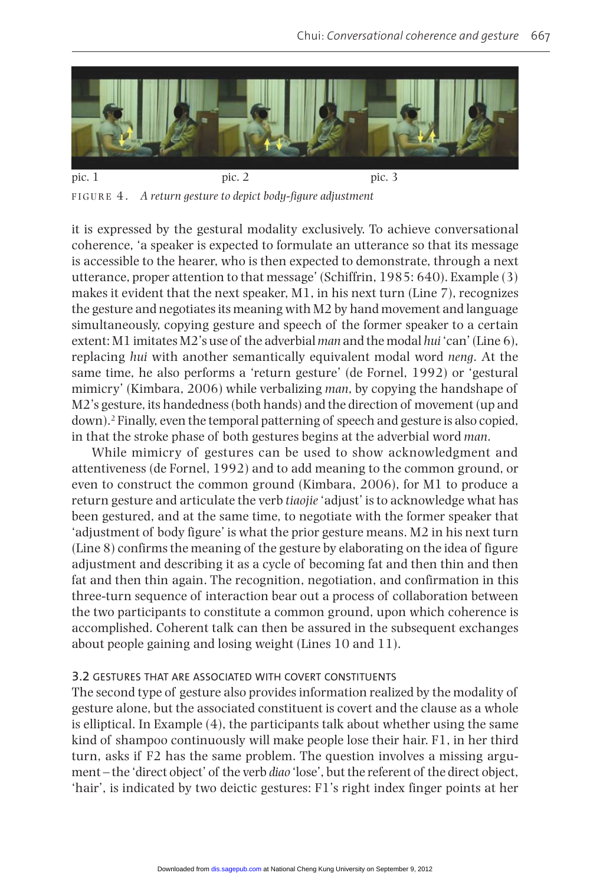pic. 1 pic. 2 pic. 3

FIGURE 4. *A return gesture to depict body-figure adjustment*

it is expressed by the gestural modality exclusively. To achieve conversational coherence, 'a speaker is expected to formulate an utterance so that its message is accessible to the hearer, who is then expected to demonstrate, through a next utterance, proper attention to that message' (Schiffrin, 1985: 640). Example (3) makes it evident that the next speaker, M1, in his next turn (Line 7), recognizes the gesture and negotiates its meaning with M2 by hand movement and language simultaneously, copying gesture and speech of the former speaker to a certain extent: M1 imitates M2's use of the adverbial *man* and the modal *hui* 'can' (Line 6), replacing *hui* with another semantically equivalent modal word *neng*. At the same time, he also performs a 'return gesture' (de Fornel, 1992) or 'gestural mimicry' (Kimbara, 2006) while verbalizing *man*, by copying the handshape of M2's gesture, its handedness (both hands) and the direction of movement (up and down).[2] Finally, even the temporal patterning of speech and gesture is also copied, in that the stroke phase of both gestures begins at the adverbial word *man*.

While mimicry of gestures can be used to show acknowledgment and attentiveness (de Fornel, 1992) and to add meaning to the common ground, or even to construct the common ground (Kimbara, 2006), for M1 to produce a return gesture and articulate the verb *tiaojie* 'adjust' is to acknowledge what has been gestured, and at the same time, to negotiate with the former speaker that 'adjustment of body figure' is what the prior gesture means. M2 in his next turn (Line 8) confirms the meaning of the gesture by elaborating on the idea of figure adjustment and describing it as a cycle of becoming fat and then thin and then fat and then thin again. The recognition, negotiation, and confirmation in this three-turn sequence of interaction bear out a process of collaboration between the two participants to constitute a common ground, upon which coherence is accomplished. Coherent talk can then be assured in the subsequent exchanges about people gaining and losing weight (Lines 10 and 11).

### 3.2 GESTURES THAT ARE ASSOCIATED WITH COVERT CONSTITUENTS

The second type of gesture also provides information realized by the modality of gesture alone, but the associated constituent is covert and the clause as a whole is elliptical. In Example (4), the participants talk about whether using the same kind of shampoo continuously will make people lose their hair. F1, in her third turn, asks if F2 has the same problem. The question involves a missing argument – the 'direct object' of the verb *diao* 'lose', but the referent of the direct object, 'hair', is indicated by two deictic gestures: F1's right index finger points at her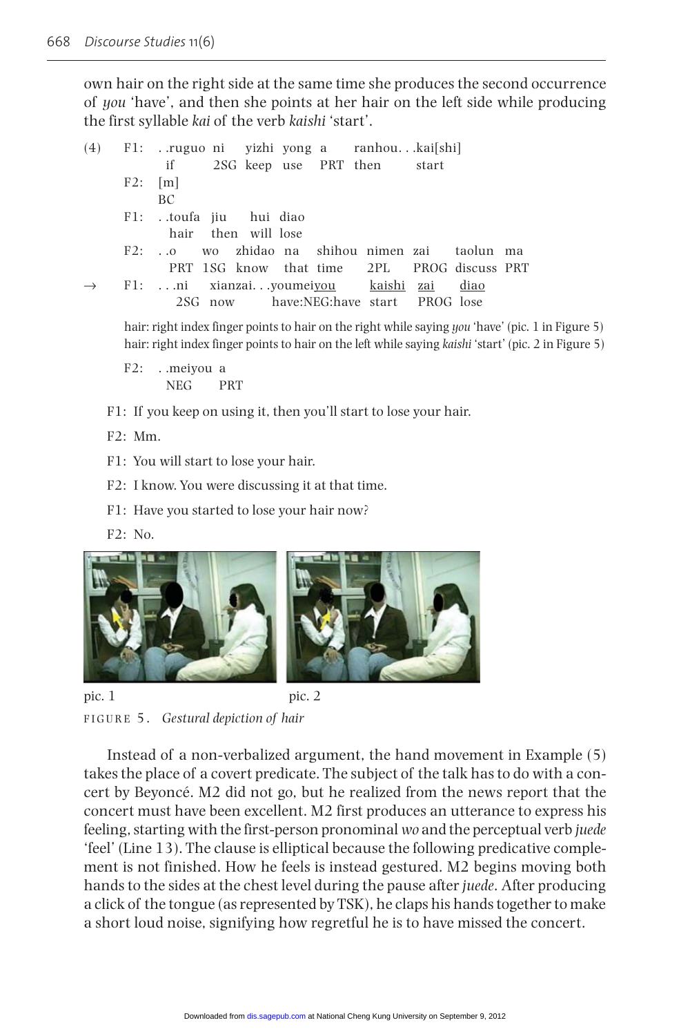own hair on the right side at the same time she produces the second occurrence of *you* 'have', and then she points at her hair on the left side while producing the first syllable *kai* of the verb *kaishi* 'start'.

```
(4)    F1:  . .ruguo ni    yizhi yong  a     ranhou. . .kai[shi]
             if      2SG   keep  use   PRT   then        start
       F2:  [m]
            BC
       F1:  . .toufa jiu   hui  diao
             hair   then  will lose
       F2:  . .o    wo   zhidao na   shihou nimen zai   taolun  ma
             PRT  1SG  know   that time   2PL   PROG  discuss PRT
→      F1:  . . .ni  xianzai. . .youmeiyou      kaishi  zai   diao
              2SG  now        have:NEG:have  start   PROG  lose
```

hair: right index finger points to hair on the right while saying *you* 'have' (pic. 1 in Figure 5)
hair: right index finger points to hair on the left while saying *kaishi* 'start' (pic. 2 in Figure 5)

```
       F2:  . .meiyou  a
             NEG     PRT
```

F1: If you keep on using it, then you'll start to lose your hair.

F2: Mm.

F1: You will start to lose your hair.

F2: I know. You were discussing it at that time.

F1: Have you started to lose your hair now?

F2: No.

pic. 1 pic. 2

FIGURE 5. *Gestural depiction of hair*

Instead of a non-verbalized argument, the hand movement in Example (5) takes the place of a covert predicate. The subject of the talk has to do with a concert by Beyoncé. M2 did not go, but he realized from the news report that the concert must have been excellent. M2 first produces an utterance to express his feeling, starting with the first-person pronominal *wo* and the perceptual verb *juede* 'feel' (Line 13). The clause is elliptical because the following predicative complement is not finished. How he feels is instead gestured. M2 begins moving both hands to the sides at the chest level during the pause after *juede*. After producing a click of the tongue (as represented by TSK), he claps his hands together to make a short loud noise, signifying how regretful he is to have missed the concert.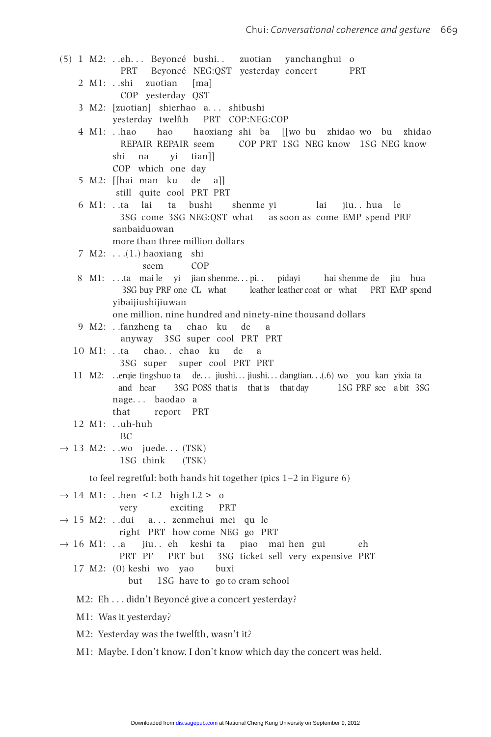(5) 1 M2: ..eh... Beyoncé bushi.. zuotian yanchanghui o
PRT Beyoncé NEG:QST yesterday concert PRT

2 M1: ..shi zuotian [ma]
COP yesterday QST

3 M2: [zuotian] shierhao a... shibushi
yesterday twelfth PRT COP:NEG:COP

4 M1: ..hao hao haoxiang shi ba [[wo bu zhidao wo bu zhidao
REPAIR REPAIR seem COP PRT 1SG NEG know 1SG NEG know
shi na yi tian]]
COP which one day

5 M2: [[hai man ku de a]]
still quite cool PRT PRT

6 M1: ..ta lai ta bushi shenme yi lai jiu.. hua le
3SG come 3SG NEG:QST what as soon as come EMP spend PRF
sanbaiduowan
more than three million dollars

7 M2: ...(1.) haoxiang shi
seem COP

8 M1: ...ta mai le yi jian shenme... pi.. pidayi hai shenme de jiu hua
3SG buy PRF one CL what leather leather coat or what PRT EMP spend
yibaijiushijiuwan
one million, nine hundred and ninety-nine thousand dollars

9 M2: ..fanzheng ta chao ku de a
anyway 3SG super cool PRT PRT

10 M1: ..ta chao.. chao ku de a
3SG super super cool PRT PRT

11 M2: ..erqie tingshuo ta de... jiushi... jiushi... dangtian...(.6) wo you kan yixia ta
and hear 3SG POSS that is that is that day 1SG PRF see a bit 3SG
nage... baodao a
that report PRT

12 M1: ..uh-huh
BC

→ 13 M2: ..wo juede... (TSK)
1SG think (TSK)

to feel regretful: both hands hit together (pics 1–2 in Figure 6)

→ 14 M1: ..hen <L2 high L2> o
very exciting PRT

→ 15 M2: ..dui a... zenmehui mei qu le
right PRT how come NEG go PRT

→ 16 M1: ..a jiu.. eh keshi ta piao mai hen gui eh
PRT PF PRT but 3SG ticket sell very expensive PRT

17 M2: (0) keshi wo yao buxi
but 1SG have to go to cram school

M2: Eh . . . didn't Beyoncé give a concert yesterday?

M1: Was it yesterday?

M2: Yesterday was the twelfth, wasn't it?

M1: Maybe. I don't know. I don't know which day the concert was held.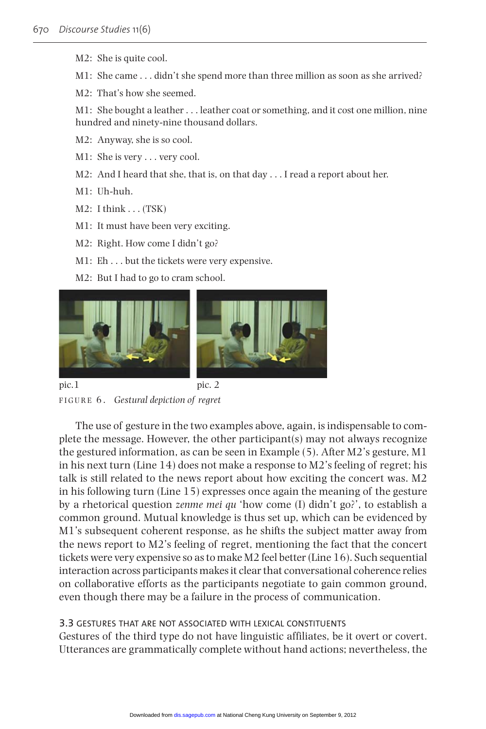M2: She is quite cool.

M1: She came . . . didn't she spend more than three million as soon as she arrived?

M2: That's how she seemed.

M1: She bought a leather . . . leather coat or something, and it cost one million, nine hundred and ninety-nine thousand dollars.

M2: Anyway, she is so cool.

M1: She is very . . . very cool.

M2: And I heard that she, that is, on that day . . . I read a report about her.

M1: Uh-huh.

M2: I think . . . (TSK)

M1: It must have been very exciting.

M2: Right. How come I didn't go?

M1: Eh . . . but the tickets were very expensive.

M2: But I had to go to cram school.

pic. 1 pic. 2

FIGURE 6. *Gestural depiction of regret*

The use of gesture in the two examples above, again, is indispensable to complete the message. However, the other participant(s) may not always recognize the gestured information, as can be seen in Example (5). After M2's gesture, M1 in his next turn (Line 14) does not make a response to M2's feeling of regret; his talk is still related to the news report about how exciting the concert was. M2 in his following turn (Line 15) expresses once again the meaning of the gesture by a rhetorical question *zenme mei qu* 'how come (I) didn't go?', to establish a common ground. Mutual knowledge is thus set up, which can be evidenced by M1's subsequent coherent response, as he shifts the subject matter away from the news report to M2's feeling of regret, mentioning the fact that the concert tickets were very expensive so as to make M2 feel better (Line 16). Such sequential interaction across participants makes it clear that conversational coherence relies on collaborative efforts as the participants negotiate to gain common ground, even though there may be a failure in the process of communication.

### 3.3 GESTURES THAT ARE NOT ASSOCIATED WITH LEXICAL CONSTITUENTS

Gestures of the third type do not have linguistic affiliates, be it overt or covert. Utterances are grammatically complete without hand actions; nevertheless, the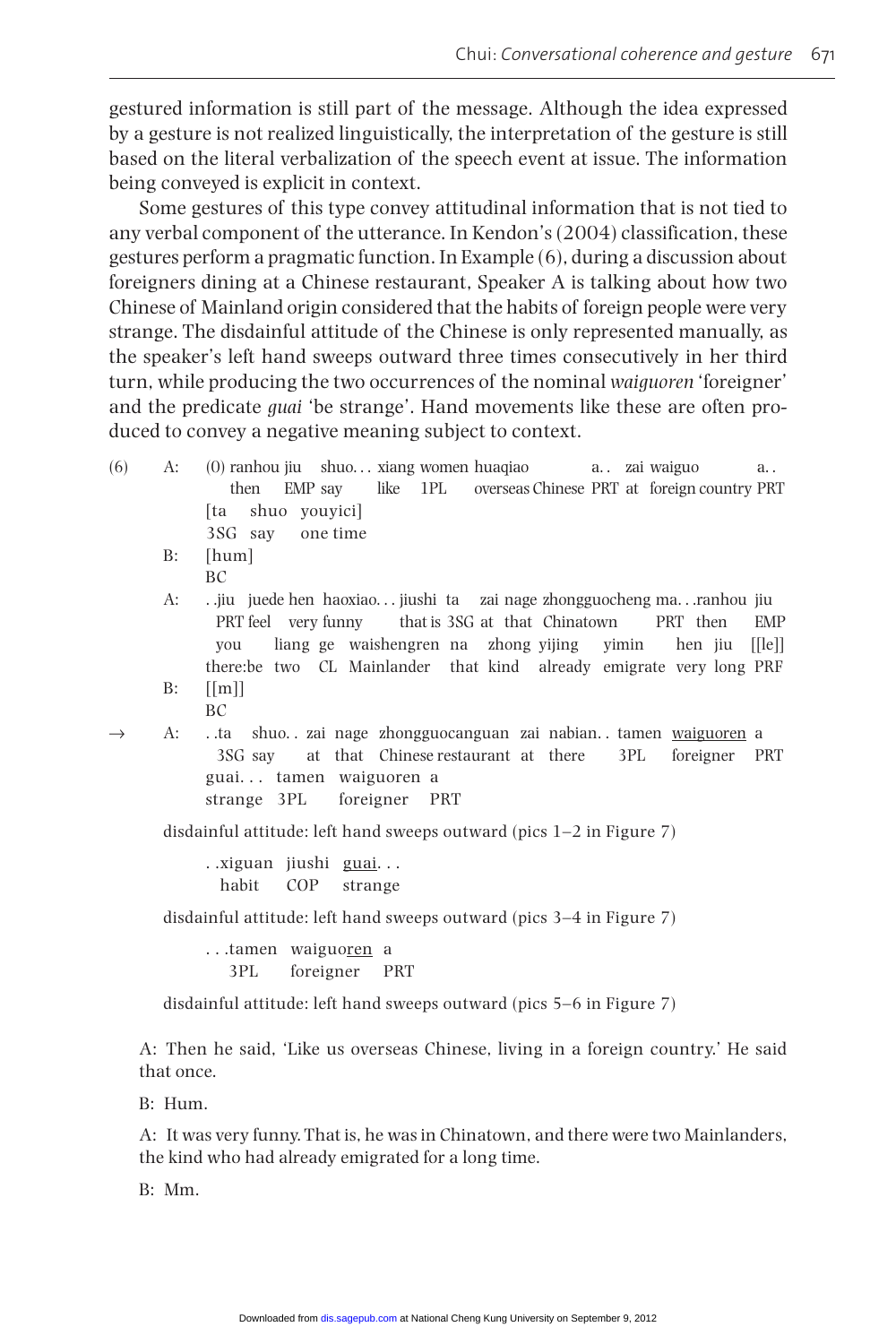gestured information is still part of the message. Although the idea expressed by a gesture is not realized linguistically, the interpretation of the gesture is still based on the literal verbalization of the speech event at issue. The information being conveyed is explicit in context.

Some gestures of this type convey attitudinal information that is not tied to any verbal component of the utterance. In Kendon's (2004) classification, these gestures perform a pragmatic function. In Example (6), during a discussion about foreigners dining at a Chinese restaurant, Speaker A is talking about how two Chinese of Mainland origin considered that the habits of foreign people were very strange. The disdainful attitude of the Chinese is only represented manually, as the speaker's left hand sweeps outward three times consecutively in her third turn, while producing the two occurrences of the nominal *waiguoren* 'foreigner' and the predicate *guai* 'be strange'. Hand movements like these are often produced to convey a negative meaning subject to context.

```
(6)     A:  (0) ranhou jiu  shuo... xiang women huaqiao          a..  zai waiguo          a..
                then   EMP  say     like  1PL   overseas Chinese PRT  at  foreign country PRT
            [ta  shuo  youyici]
             3SG say   one time
        B:  [hum]
             BC
        A:  ..jiu  juede hen  haoxiao... jiushi  ta  zai nage zhongguocheng ma...ranhou jiu
              PRT  feel  very funny      that is 3SG at  that Chinatown     PRT   then  EMP
              you       liang ge waishengren na   zhong yijing  yimin    hen  jiu  [[le]]
              there:be  two   CL Mainlander  that kind  already emigrate very long PRF
        B:  [[m]]
             BC
→       A:  ..ta  shuo.. zai nage zhongguocanguan    zai nabian.. tamen waiguoren a
              3SG say    at  that Chinese restaurant at  there    3PL   foreigner PRT
            guai... tamen waiguoren a
            strange 3PL   foreigner PRT

        disdainful attitude: left hand sweeps outward (pics 1–2 in Figure 7)

            ..xiguan jiushi guai...
              habit  COP    strange

        disdainful attitude: left hand sweeps outward (pics 3–4 in Figure 7)

            ...tamen waiguoren a
               3PL   foreigner PRT

        disdainful attitude: left hand sweeps outward (pics 5–6 in Figure 7)
```

A: Then he said, 'Like us overseas Chinese, living in a foreign country.' He said that once.

B: Hum.

A: It was very funny. That is, he was in Chinatown, and there were two Mainlanders, the kind who had already emigrated for a long time.

B: Mm.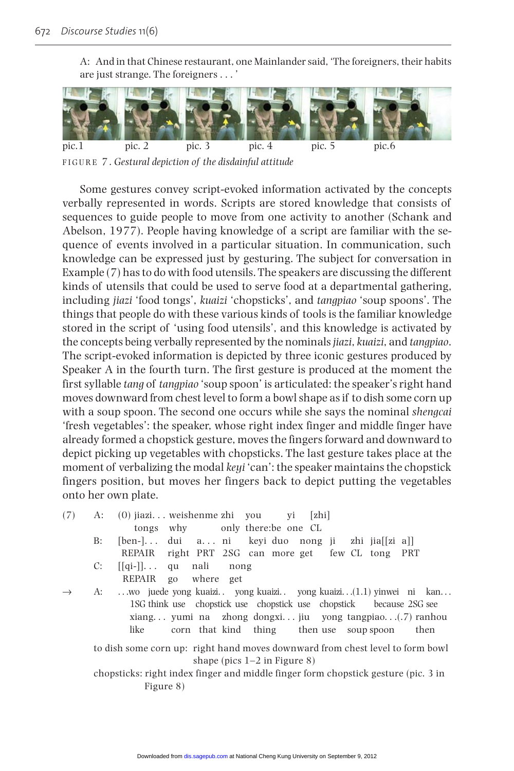A: And in that Chinese restaurant, one Mainlander said, 'The foreigners, their habits are just strange. The foreigners . . . '

pic. 1 pic. 2 pic. 3 pic. 4 pic. 5 pic. 6

FIGURE 7. *Gestural depiction of the disdainful attitude*

Some gestures convey script-evoked information activated by the concepts verbally represented in words. Scripts are stored knowledge that consists of sequences to guide people to move from one activity to another (Schank and Abelson, 1977). People having knowledge of a script are familiar with the sequence of events involved in a particular situation. In communication, such knowledge can be expressed just by gesturing. The subject for conversation in Example (7) has to do with food utensils. The speakers are discussing the different kinds of utensils that could be used to serve food at a departmental gathering, including *jiazi* 'food tongs', *kuaizi* 'chopsticks', and *tangpiao* 'soup spoons'. The things that people do with these various kinds of tools is the familiar knowledge stored in the script of 'using food utensils', and this knowledge is activated by the concepts being verbally represented by the nominals *jiazi*, *kuaizi*, and *tangpiao*. The script-evoked information is depicted by three iconic gestures produced by Speaker A in the fourth turn. The first gesture is produced at the moment the first syllable *tang* of *tangpiao* 'soup spoon' is articulated: the speaker's right hand moves downward from chest level to form a bowl shape as if to dish some corn up with a soup spoon. The second one occurs while she says the nominal *shengcai* 'fresh vegetables': the speaker, whose right index finger and middle finger have already formed a chopstick gesture, moves the fingers forward and downward to depict picking up vegetables with chopsticks. The last gesture takes place at the moment of verbalizing the modal *keyi* 'can': the speaker maintains the chopstick fingers position, but moves her fingers back to depict putting the vegetables onto her own plate.

```
(7)    A:  (0) jiazi. . . weishenme zhi   you      yi    [zhi]
               tongs     why        only  there:be one  CL
       B:  [ben-]. . .  dui    a. . .  ni    keyi  duo   nong  ji    zhi  jia[[zi  a]]
            REPAIR      right  PRT     2SG   can   more  get   few   CL   tong     PRT
       C:  [[qi-]]. . .  qu    nali    nong
            REPAIR       go    where   get
→      A:  . . .wo  juede yong kuaizi. .  yong kuaizi. .  yong kuaizi. . .(1.1) yinwei  ni   kan. . .
             1SG think use   chopstick use  chopstick use  chopstick      because 2SG see
           xiang. . .  yumi  na    zhong  dongxi. . . jiu   yong tangpiao. . .(.7) ranhou
           like        corn  that  kind   thing       then use  soup spoon       then
```

to dish some corn up: right hand moves downward from chest level to form bowl shape (pics 1–2 in Figure 8)

chopsticks: right index finger and middle finger form chopstick gesture (pic. 3 in Figure 8)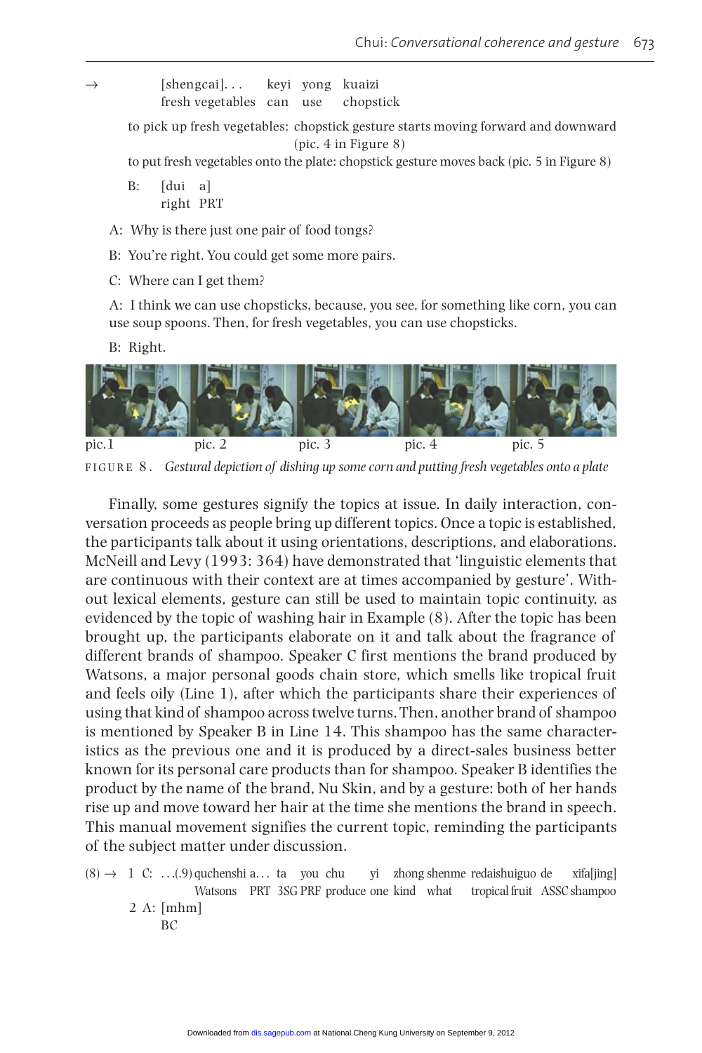→ [shengcai]. . . keyi yong kuaizi
fresh vegetables can use chopstick

to pick up fresh vegetables: chopstick gesture starts moving forward and downward (pic. 4 in Figure 8)

to put fresh vegetables onto the plate: chopstick gesture moves back (pic. 5 in Figure 8)

B: [dui a]
right PRT

A: Why is there just one pair of food tongs?

B: You're right. You could get some more pairs.

C: Where can I get them?

A: I think we can use chopsticks, because, you see, for something like corn, you can use soup spoons. Then, for fresh vegetables, you can use chopsticks.

B: Right.

pic.1 pic. 2 pic. 3 pic. 4 pic. 5

FIGURE 8. *Gestural depiction of dishing up some corn and putting fresh vegetables onto a plate*

Finally, some gestures signify the topics at issue. In daily interaction, conversation proceeds as people bring up different topics. Once a topic is established, the participants talk about it using orientations, descriptions, and elaborations. McNeill and Levy (1993: 364) have demonstrated that 'linguistic elements that are continuous with their context are at times accompanied by gesture'. Without lexical elements, gesture can still be used to maintain topic continuity, as evidenced by the topic of washing hair in Example (8). After the topic has been brought up, the participants elaborate on it and talk about the fragrance of different brands of shampoo. Speaker C first mentions the brand produced by Watsons, a major personal goods chain store, which smells like tropical fruit and feels oily (Line 1), after which the participants share their experiences of using that kind of shampoo across twelve turns. Then, another brand of shampoo is mentioned by Speaker B in Line 14. This shampoo has the same characteristics as the previous one and it is produced by a direct-sales business better known for its personal care products than for shampoo. Speaker B identifies the product by the name of the brand, Nu Skin, and by a gesture: both of her hands rise up and move toward her hair at the time she mentions the brand in speech. This manual movement signifies the current topic, reminding the participants of the subject matter under discussion.

(8) → 1 C: . . .(.9) quchenshi a. . . ta you chu yi zhong shenme redaishuiguo de xifa[jing]
Watsons PRT 3SG PRF produce one kind what tropical fruit ASSC shampoo

2 A: [mhm]
BC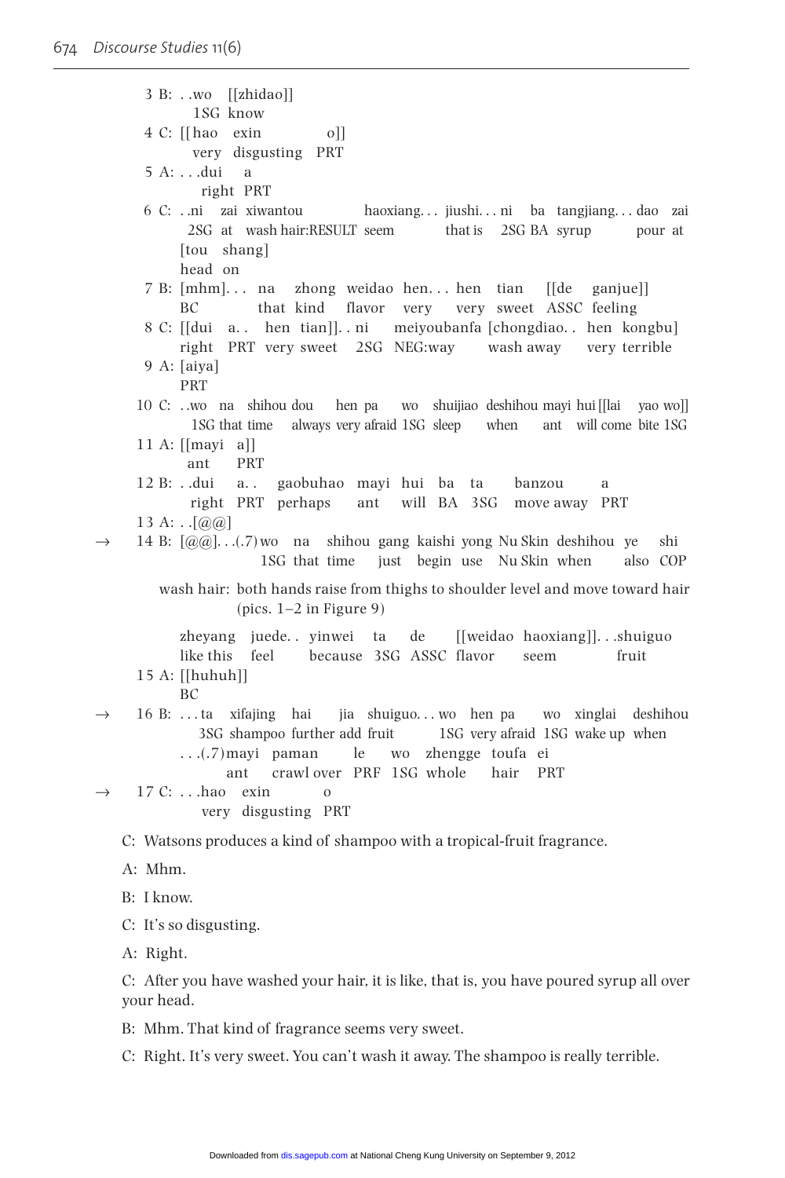```
 3 B: ..wo    [[zhidao]]
        1SG   know
 4 C: [[hao   exin            o]]
        very  disgusting  PRT
 5 A: ...dui    a
         right  PRT
 6 C: ..ni   zai  xiwantou              haoxiang... jiushi... ni   ba   tangjiang... dao   zai
        2SG  at   wash hair:RESULT  seem         that is    2SG  BA   syrup          pour  at
      [tou   shang]
       head  on
 7 B: [mhm]...  na    zhong  weidao  hen...  hen   tian    [[de    ganjue]]
       BC       that  kind   flavor  very    very  sweet   ASSC  feeling
 8 C: [[dui    a..   hen   tian]]..  ni    meiyoubanfa  [chongdiao..  hen   kongbu]
        right  PRT   very  sweet     2SG   NEG:way       wash away     very  terrible
 9 A: [aiya]
       PRT
10 C: ..wo   na    shihou  dou     hen   pa      wo    shuijiao  deshihou  mayi  hui        [[lai   yao  wo]]
        1SG  that  time    always  very  afraid  1SG   sleep     when      ant   will come  bite 1SG
11 A: [[mayi   a]]
        ant    PRT
12 B: ..dui     a..   gaobuhao   mayi   hui    ba   ta    banzou      a
         right  PRT   perhaps    ant    will   BA   3SG   move away   PRT
13 A: ..[@@]
→ 14 B: [@@]...(.7) wo    na    shihou  gang   kaishi  yong  Nu Skin  deshihou  ye    shi
                    1SG   that  time    just   begin   use   Nu Skin  when      also  COP

      wash hair: both hands raise from thighs to shoulder level and move toward hair
                 (pics. 1–2 in Figure 9)

      zheyang    juede..  yinwei   ta    de     [[weidao  haoxiang]]...shuiguo
      like this  feel     because  3SG   ASSC   flavor    seem          fruit
15 A: [[huhuh]]
        BC
→ 16 B: ...ta    xifajing  hai      jia   shuiguo... wo    hen   pa      wo    xinglai   deshihou
          3SG   shampoo   further  add   fruit       1SG   very  afraid  1SG   wake up   when
      ...(.7) mayi   paman        le    wo    zhengge  toufa   ei
              ant    crawl over   PRF   1SG   whole    hair    PRT
→ 17 C: ...hao    exin         o
           very   disgusting   PRT
```

C: Watsons produces a kind of shampoo with a tropical-fruit fragrance.

A: Mhm.

B: I know.

C: It's so disgusting.

A: Right.

C: After you have washed your hair, it is like, that is, you have poured syrup all over your head.

B: Mhm. That kind of fragrance seems very sweet.

C: Right. It's very sweet. You can't wash it away. The shampoo is really terrible.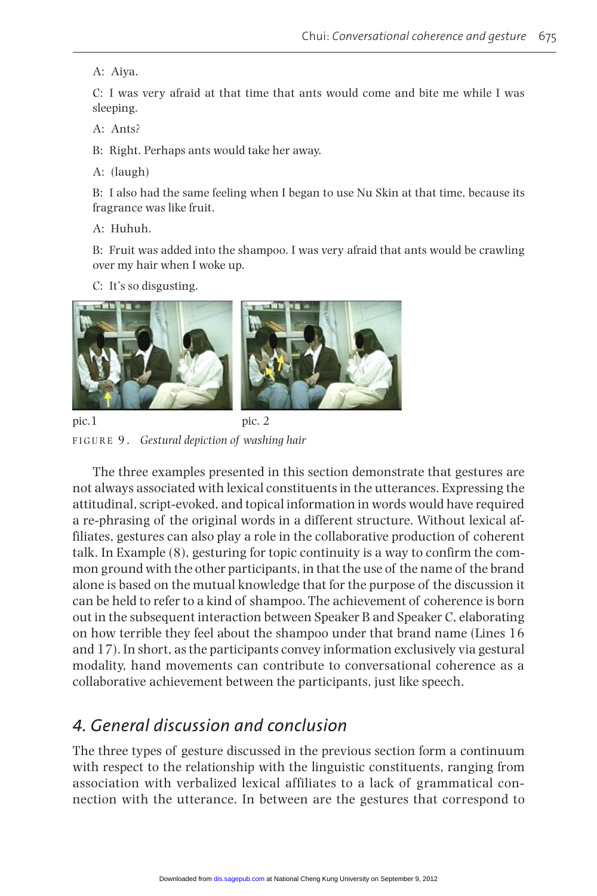A: Aiya.

C: I was very afraid at that time that ants would come and bite me while I was sleeping.

A: Ants?

B: Right. Perhaps ants would take her away.

A: (laugh)

B: I also had the same feeling when I began to use Nu Skin at that time, because its fragrance was like fruit.

A: Huhuh.

B: Fruit was added into the shampoo. I was very afraid that ants would be crawling over my hair when I woke up.

C: It's so disgusting.

pic.1 pic. 2

FIGURE 9. *Gestural depiction of washing hair*

The three examples presented in this section demonstrate that gestures are not always associated with lexical constituents in the utterances. Expressing the attitudinal, script-evoked, and topical information in words would have required a re-phrasing of the original words in a different structure. Without lexical affiliates, gestures can also play a role in the collaborative production of coherent talk. In Example (8), gesturing for topic continuity is a way to confirm the common ground with the other participants, in that the use of the name of the brand alone is based on the mutual knowledge that for the purpose of the discussion it can be held to refer to a kind of shampoo. The achievement of coherence is born out in the subsequent interaction between Speaker B and Speaker C, elaborating on how terrible they feel about the shampoo under that brand name (Lines 16 and 17). In short, as the participants convey information exclusively via gestural modality, hand movements can contribute to conversational coherence as a collaborative achievement between the participants, just like speech.

## 4. General discussion and conclusion

The three types of gesture discussed in the previous section form a continuum with respect to the relationship with the linguistic constituents, ranging from association with verbalized lexical affiliates to a lack of grammatical connection with the utterance. In between are the gestures that correspond to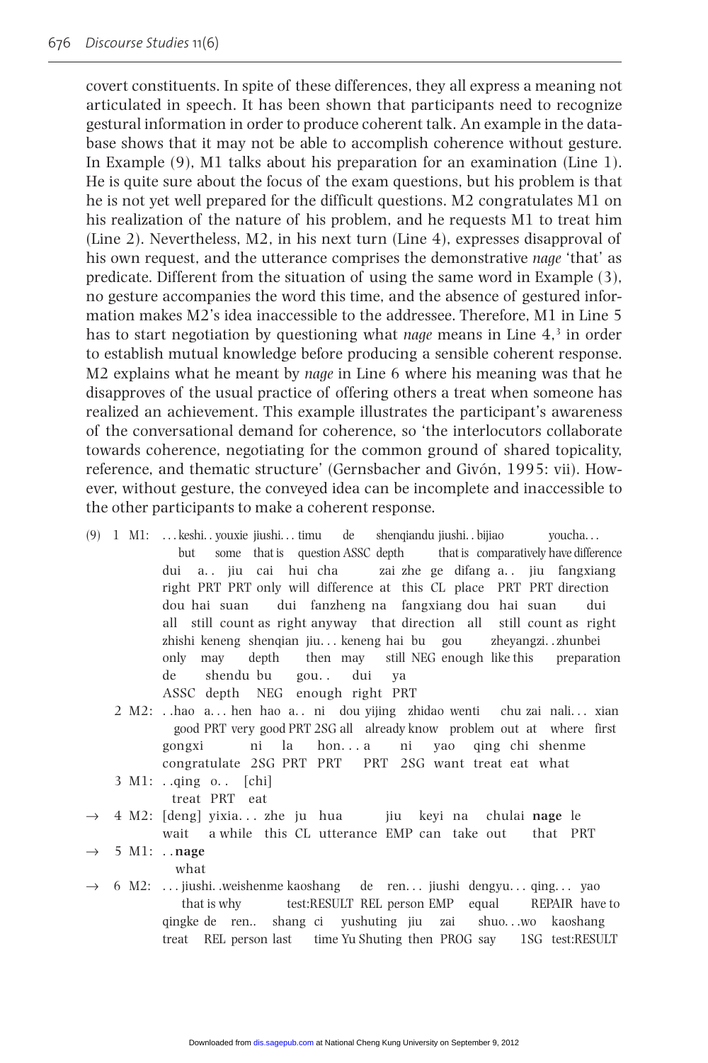covert constituents. In spite of these differences, they all express a meaning not articulated in speech. It has been shown that participants need to recognize gestural information in order to produce coherent talk. An example in the database shows that it may not be able to accomplish coherence without gesture. In Example (9), M1 talks about his preparation for an examination (Line 1). He is quite sure about the focus of the exam questions, but his problem is that he is not yet well prepared for the difficult questions. M2 congratulates M1 on his realization of the nature of his problem, and he requests M1 to treat him (Line 2). Nevertheless, M2, in his next turn (Line 4), expresses disapproval of his own request, and the utterance comprises the demonstrative *nage* 'that' as predicate. Different from the situation of using the same word in Example (3), no gesture accompanies the word this time, and the absence of gestured information makes M2's idea inaccessible to the addressee. Therefore, M1 in Line 5 has to start negotiation by questioning what *nage* means in Line 4,[3] in order to establish mutual knowledge before producing a sensible coherent response. M2 explains what he meant by *nage* in Line 6 where his meaning was that he disapproves of the usual practice of offering others a treat when someone has realized an achievement. This example illustrates the participant's awareness of the conversational demand for coherence, so 'the interlocutors collaborate towards coherence, negotiating for the common ground of shared topicality, reference, and thematic structure' (Gernsbacher and Givón, 1995: vii). However, without gesture, the conveyed idea can be incomplete and inaccessible to the other participants to make a coherent response.

```
(9) 1 M1: ...keshi.. youxie jiushi... timu     de   shenqiandu jiushi.. bijiao        youcha...
              but    some  that is  question ASSC depth      that is comparatively have difference
          dui   a.. jiu  cai  hui  cha         zai zhe ge  difang a..  jiu  fangxiang
          right PRT PRT  only will difference  at  this CL place  PRT  PRT  direction
          dou hai  suan     dui   fanzheng na   fangxiang dou hai  suan     dui
          all still count as right anyway  that direction all still count as right
          zhishi keneng shenqian jiu... keneng hai bu  gou    zheyangzi.. zhunbei
          only   may    depth    then   may    still NEG enough like this  preparation
          de   shendu bu   gou..  dui   ya
          ASSC depth  NEG  enough right PRT
    2 M2: ..hao  a... hen  hao  a.. ni  dou yijing  zhidao wenti   chu zai nali... xian
            good PRT very good PRT 2SG all already know  problem out at  where  first
          gongxi       ni  la   hon... a    ni  yao  qing  chi shenme
          congratulate 2SG PRT  PRT    PRT  2SG want treat eat what
    3 M1: ..qing  o..  [chi]
            treat PRT   eat
→   4 M2: [deng] yixia... zhe  ju hua       jiu keyi na   chulai nage le
           wait   a while this CL utterance EMP can  take out    that PRT
→   5 M1: ..nage
            what
→   6 M2: ...jiushi..weishenme kaoshang    de  ren... jiushi dengyu... qing... yao
             that is why       test:RESULT REL person EMP    equal     REPAIR  have to
          qingke de  ren..  shang ci   yushuting jiu  zai  shuo...wo  kaoshang
          treat  REL person last  time Yu Shuting then PROG say    1SG test:RESULT
```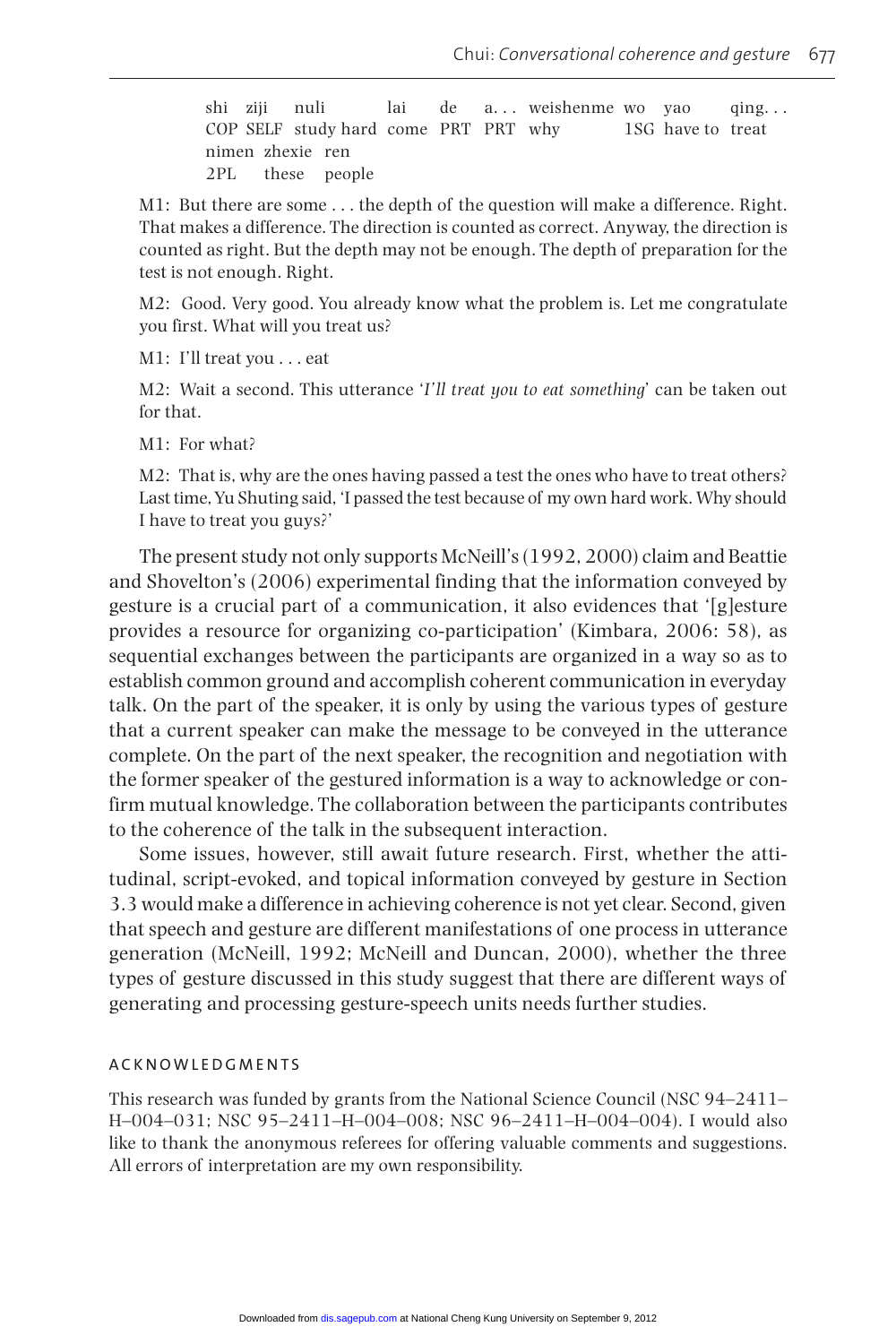```
shi  ziji   nuli        lai    de    a. . .  weishenme  wo   yao       qing. . .
COP  SELF   study hard  come   PRT   PRT    why        1SG  have to   treat
nimen  zhexie  ren
2PL    these   people
```

M1: But there are some . . . the depth of the question will make a difference. Right. That makes a difference. The direction is counted as correct. Anyway, the direction is counted as right. But the depth may not be enough. The depth of preparation for the test is not enough. Right.

M2: Good. Very good. You already know what the problem is. Let me congratulate you first. What will you treat us?

M1: I'll treat you . . . eat

M2: Wait a second. This utterance '*I'll treat you to eat something*' can be taken out for that.

M1: For what?

M2: That is, why are the ones having passed a test the ones who have to treat others? Last time, Yu Shuting said, 'I passed the test because of my own hard work. Why should I have to treat you guys?'

The present study not only supports McNeill's (1992, 2000) claim and Beattie and Shovelton's (2006) experimental finding that the information conveyed by gesture is a crucial part of a communication, it also evidences that '[g]esture provides a resource for organizing co-participation' (Kimbara, 2006: 58), as sequential exchanges between the participants are organized in a way so as to establish common ground and accomplish coherent communication in everyday talk. On the part of the speaker, it is only by using the various types of gesture that a current speaker can make the message to be conveyed in the utterance complete. On the part of the next speaker, the recognition and negotiation with the former speaker of the gestured information is a way to acknowledge or confirm mutual knowledge. The collaboration between the participants contributes to the coherence of the talk in the subsequent interaction.

Some issues, however, still await future research. First, whether the attitudinal, script-evoked, and topical information conveyed by gesture in Section 3.3 would make a difference in achieving coherence is not yet clear. Second, given that speech and gesture are different manifestations of one process in utterance generation (McNeill, 1992; McNeill and Duncan, 2000), whether the three types of gesture discussed in this study suggest that there are different ways of generating and processing gesture-speech units needs further studies.

## ACKNOWLEDGMENTS

This research was funded by grants from the National Science Council (NSC 94–2411–H–004–031; NSC 95–2411–H–004–008; NSC 96–2411–H–004–004). I would also like to thank the anonymous referees for offering valuable comments and suggestions. All errors of interpretation are my own responsibility.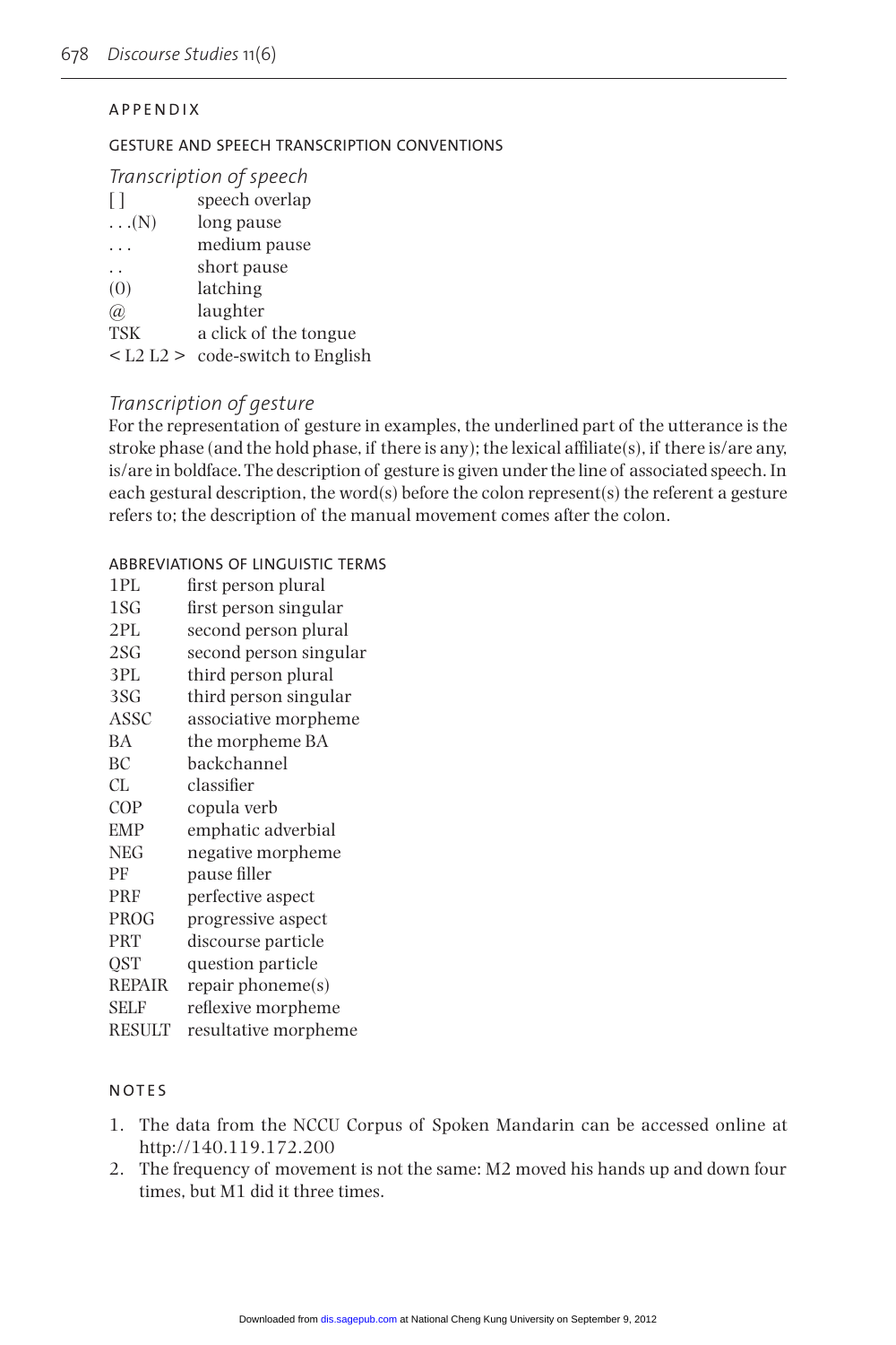## APPENDIX

### GESTURE AND SPEECH TRANSCRIPTION CONVENTIONS

*Transcription of speech*

| | |
|---|---|
| [ ] | speech overlap |
| . . .(N) | long pause |
| . . . | medium pause |
| . . | short pause |
| (0) | latching |
| @ | laughter |
| TSK | a click of the tongue |
| < L2 L2 > | code-switch to English |

*Transcription of gesture*

For the representation of gesture in examples, the underlined part of the utterance is the stroke phase (and the hold phase, if there is any); the lexical affiliate(s), if there is/are any, is/are in boldface. The description of gesture is given under the line of associated speech. In each gestural description, the word(s) before the colon represent(s) the referent a gesture refers to; the description of the manual movement comes after the colon.

### ABBREVIATIONS OF LINGUISTIC TERMS

| | |
|---|---|
| 1PL | first person plural |
| 1SG | first person singular |
| 2PL | second person plural |
| 2SG | second person singular |
| 3PL | third person plural |
| 3SG | third person singular |
| ASSC | associative morpheme |
| BA | the morpheme BA |
| BC | backchannel |
| CL | classifier |
| COP | copula verb |
| EMP | emphatic adverbial |
| NEG | negative morpheme |
| PF | pause filler |
| PRF | perfective aspect |
| PROG | progressive aspect |
| PRT | discourse particle |
| QST | question particle |
| REPAIR | repair phoneme(s) |
| SELF | reflexive morpheme |
| RESULT | resultative morpheme |

## NOTES

1. The data from the NCCU Corpus of Spoken Mandarin can be accessed online at http://140.119.172.200
2. The frequency of movement is not the same: M2 moved his hands up and down four times, but M1 did it three times.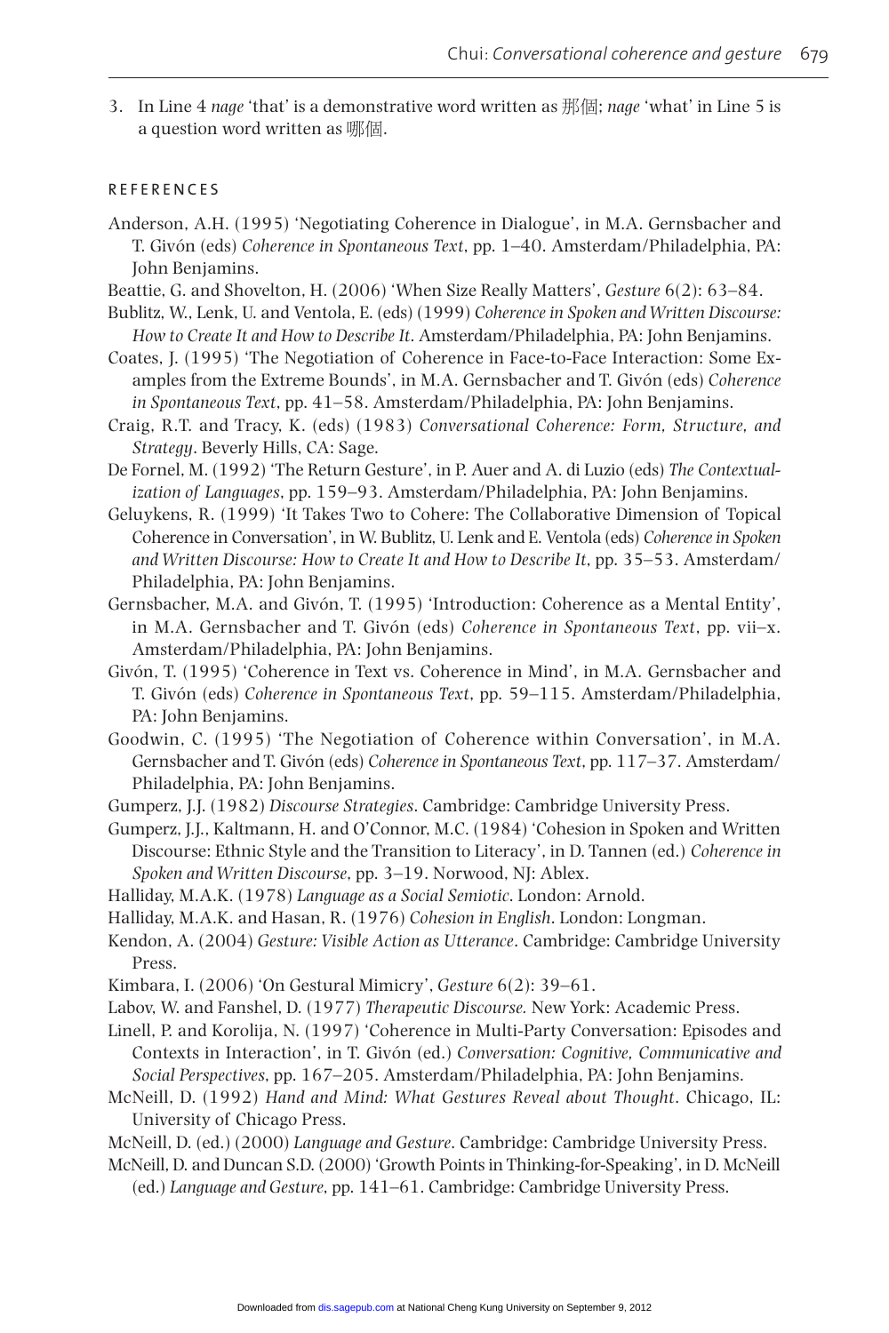3. In Line 4 *nage* 'that' is a demonstrative word written as 那個; *nage* 'what' in Line 5 is a question word written as 哪個.

## REFERENCES

Anderson, A.H. (1995) 'Negotiating Coherence in Dialogue', in M.A. Gernsbacher and T. Givón (eds) *Coherence in Spontaneous Text*, pp. 1–40. Amsterdam/Philadelphia, PA: John Benjamins.

Beattie, G. and Shovelton, H. (2006) 'When Size Really Matters', *Gesture* 6(2): 63–84.

Bublitz, W., Lenk, U. and Ventola, E. (eds) (1999) *Coherence in Spoken and Written Discourse: How to Create It and How to Describe It*. Amsterdam/Philadelphia, PA: John Benjamins.

Coates, J. (1995) 'The Negotiation of Coherence in Face-to-Face Interaction: Some Examples from the Extreme Bounds', in M.A. Gernsbacher and T. Givón (eds) *Coherence in Spontaneous Text*, pp. 41–58. Amsterdam/Philadelphia, PA: John Benjamins.

Craig, R.T. and Tracy, K. (eds) (1983) *Conversational Coherence: Form, Structure, and Strategy*. Beverly Hills, CA: Sage.

De Fornel, M. (1992) 'The Return Gesture', in P. Auer and A. di Luzio (eds) *The Contextualization of Languages*, pp. 159–93. Amsterdam/Philadelphia, PA: John Benjamins.

Geluykens, R. (1999) 'It Takes Two to Cohere: The Collaborative Dimension of Topical Coherence in Conversation', in W. Bublitz, U. Lenk and E. Ventola (eds) *Coherence in Spoken and Written Discourse: How to Create It and How to Describe It*, pp. 35–53. Amsterdam/Philadelphia, PA: John Benjamins.

Gernsbacher, M.A. and Givón, T. (1995) 'Introduction: Coherence as a Mental Entity', in M.A. Gernsbacher and T. Givón (eds) *Coherence in Spontaneous Text*, pp. vii–x. Amsterdam/Philadelphia, PA: John Benjamins.

Givón, T. (1995) 'Coherence in Text vs. Coherence in Mind', in M.A. Gernsbacher and T. Givón (eds) *Coherence in Spontaneous Text*, pp. 59–115. Amsterdam/Philadelphia, PA: John Benjamins.

Goodwin, C. (1995) 'The Negotiation of Coherence within Conversation', in M.A. Gernsbacher and T. Givón (eds) *Coherence in Spontaneous Text*, pp. 117–37. Amsterdam/Philadelphia, PA: John Benjamins.

Gumperz, J.J. (1982) *Discourse Strategies*. Cambridge: Cambridge University Press.

Gumperz, J.J., Kaltmann, H. and O'Connor, M.C. (1984) 'Cohesion in Spoken and Written Discourse: Ethnic Style and the Transition to Literacy', in D. Tannen (ed.) *Coherence in Spoken and Written Discourse*, pp. 3–19. Norwood, NJ: Ablex.

Halliday, M.A.K. (1978) *Language as a Social Semiotic*. London: Arnold.

Halliday, M.A.K. and Hasan, R. (1976) *Cohesion in English*. London: Longman.

Kendon, A. (2004) *Gesture: Visible Action as Utterance*. Cambridge: Cambridge University Press.

Kimbara, I. (2006) 'On Gestural Mimicry', *Gesture* 6(2): 39–61.

Labov, W. and Fanshel, D. (1977) *Therapeutic Discourse.* New York: Academic Press.

Linell, P. and Korolija, N. (1997) 'Coherence in Multi-Party Conversation: Episodes and Contexts in Interaction', in T. Givón (ed.) *Conversation: Cognitive, Communicative and Social Perspectives*, pp. 167–205. Amsterdam/Philadelphia, PA: John Benjamins.

McNeill, D. (1992) *Hand and Mind: What Gestures Reveal about Thought*. Chicago, IL: University of Chicago Press.

McNeill, D. (ed.) (2000) *Language and Gesture*. Cambridge: Cambridge University Press.

McNeill, D. and Duncan S.D. (2000) 'Growth Points in Thinking-for-Speaking', in D. McNeill (ed.) *Language and Gesture*, pp. 141–61. Cambridge: Cambridge University Press.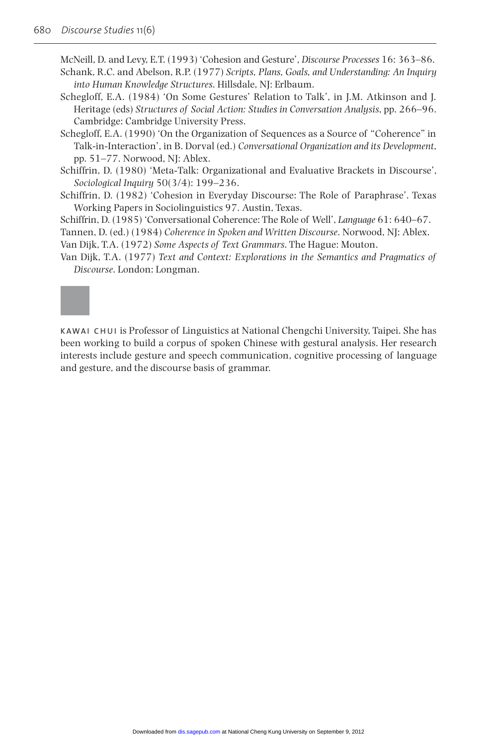McNeill, D. and Levy, E.T. (1993) 'Cohesion and Gesture', *Discourse Processes* 16: 363–86.

Schank, R.C. and Abelson, R.P. (1977) *Scripts, Plans, Goals, and Understanding: An Inquiry into Human Knowledge Structures*. Hillsdale, NJ: Erlbaum.

Schegloff, E.A. (1984) 'On Some Gestures' Relation to Talk', in J.M. Atkinson and J. Heritage (eds) *Structures of Social Action: Studies in Conversation Analysis*, pp. 266–96. Cambridge: Cambridge University Press.

Schegloff, E.A. (1990) 'On the Organization of Sequences as a Source of "Coherence" in Talk-in-Interaction', in B. Dorval (ed.) *Conversational Organization and its Development*, pp. 51–77. Norwood, NJ: Ablex.

Schiffrin, D. (1980) 'Meta-Talk: Organizational and Evaluative Brackets in Discourse', *Sociological Inquiry* 50(3/4): 199–236.

Schiffrin, D. (1982) 'Cohesion in Everyday Discourse: The Role of Paraphrase'. Texas Working Papers in Sociolinguistics 97. Austin, Texas.

Schiffrin, D. (1985) 'Conversational Coherence: The Role of Well', *Language* 61: 640–67.

Tannen, D. (ed.) (1984) *Coherence in Spoken and Written Discourse*. Norwood, NJ: Ablex.

Van Dijk, T.A. (1972) *Some Aspects of Text Grammars*. The Hague: Mouton.

Van Dijk, T.A. (1977) *Text and Context: Explorations in the Semantics and Pragmatics of Discourse*. London: Longman.

KAWAI CHUI is Professor of Linguistics at National Chengchi University, Taipei. She has been working to build a corpus of spoken Chinese with gestural analysis. Her research interests include gesture and speech communication, cognitive processing of language and gesture, and the discourse basis of grammar.